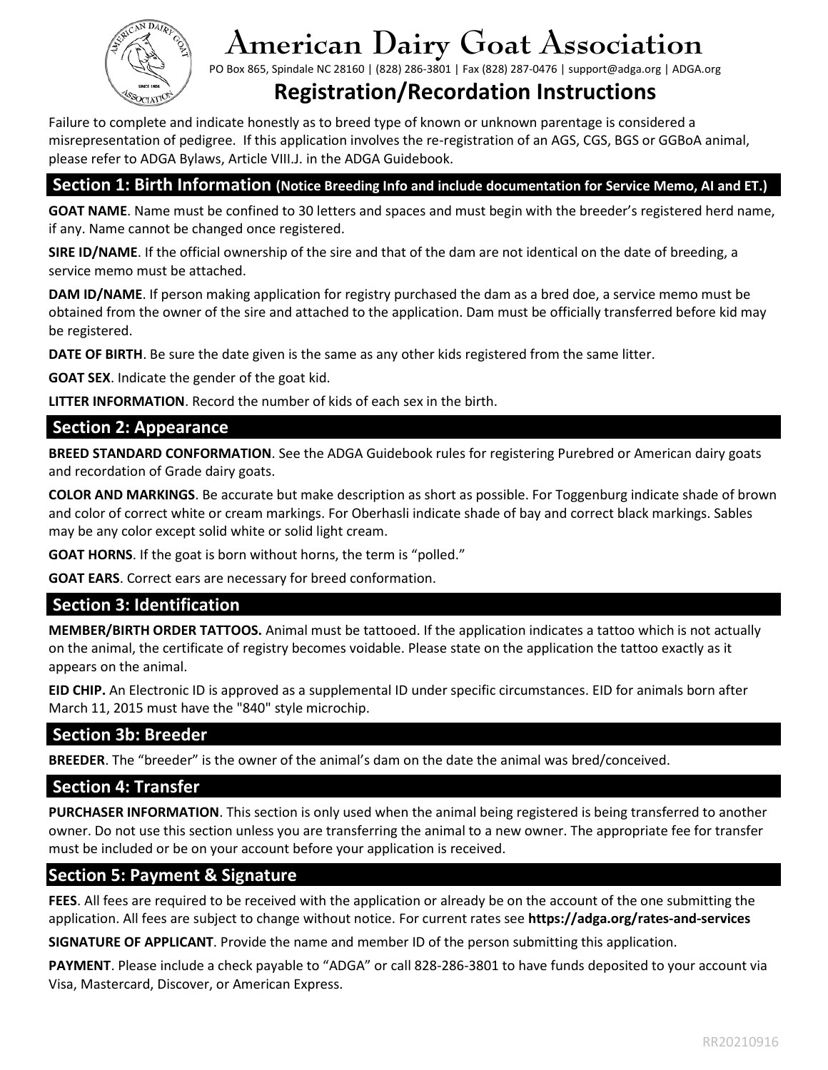# American Dairy Goat Association

PO Box 865, Spindale NC 28160 | (828) 286-3801 | Fax (828) 287-0476 | support@adga.org | ADGA.org

## Registration/Recordation Instructions

Failure to complete and indicate honestly as to breed type of known or unknown parentage is considered a misrepresentation of pedigree. If this application involves the re-registration of an AGS, CGS, BGS or GGBoA animal, please refer to ADGA Bylaws, Article VIII.J. in the ADGA Guidebook.

## Section 1: Birth Information (Notice Breeding Info and include documentation for Service Memo, AI and ET.)

**GOAT NAME**. Name must be confined to 30 letters and spaces and must begin with the breeder's registered herd name, if any. Name cannot be changed once registered.

**SIRE ID/NAME**. If the official ownership of the sire and that of the dam are not identical on the date of breeding, a service memo must be attached.

**DAM ID/NAME**. If person making application for registry purchased the dam as a bred doe, a service memo must be obtained from the owner of the sire and attached to the application. Dam must be officially transferred before kid may be registered.

**DATE OF BIRTH**. Be sure the date given is the same as any other kids registered from the same litter.

**GOAT SEX**. Indicate the gender of the goat kid.

**LITTER INFORMATION**. Record the number of kids of each sex in the birth.

## Section 2: Appearance

**BREED STANDARD CONFORMATION**. See the ADGA Guidebook rules for registering Purebred or American dairy goats and recordation of Grade dairy goats.

**COLOR AND MARKINGS**. Be accurate but make description as short as possible. For Toggenburg indicate shade of brown and color of correct white or cream markings. For Oberhasli indicate shade of bay and correct black markings. Sables may be any color except solid white or solid light cream.

**GOAT HORNS**. If the goat is born without horns, the term is "polled."

**GOAT EARS**. Correct ears are necessary for breed conformation.

## Section 3: Identification

**MEMBER/BIRTH ORDER TATTOOS.** Animal must be tattooed. If the application indicates a tattoo which is not actually on the animal, the certificate of registry becomes voidable. Please state on the application the tattoo exactly as it appears on the animal.

**EID CHIP.** An Electronic ID is approved as a supplemental ID under specific circumstances. EID for animals born after March 11, 2015 must have the "840" style microchip.

## Section 3b: Breeder

**BREEDER**. The "breeder" is the owner of the animal's dam on the date the animal was bred/conceived.

## Section 4: Transfer

**PURCHASER INFORMATION**. This section is only used when the animal being registered is being transferred to another owner. Do not use this section unless you are transferring the animal to a new owner. The appropriate fee for transfer must be included or be on your account before your application is received.

## Section 5: Payment & Signature

**FEES**. All fees are required to be received with the application or already be on the account of the one submitting the application. All fees are subject to change without notice. For current rates see **https://adga.org/rates-and-services**

**SIGNATURE OF APPLICANT**. Provide the name and member ID of the person submitting this application.

**PAYMENT**. Please include a check payable to "ADGA" or call 828-286-3801 to have funds deposited to your account via Visa, Mastercard, Discover, or American Express.

RR20210916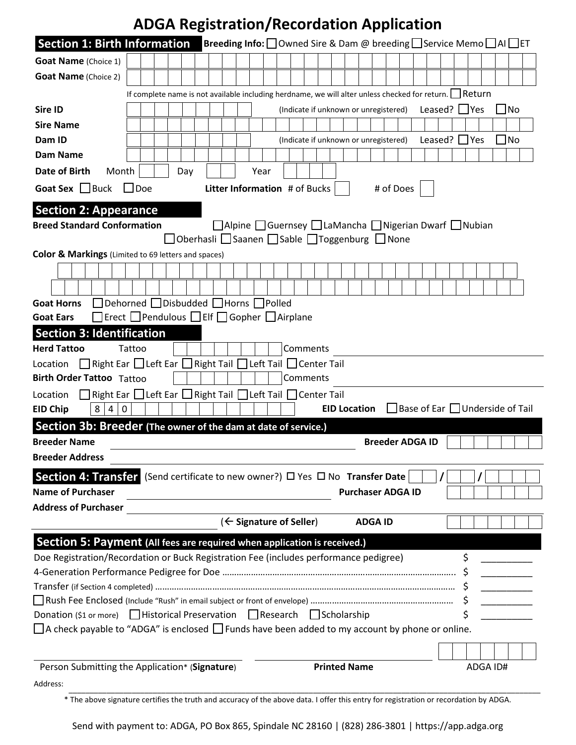# ADGA Registration/Recordation Application

## Section 1: Birth Information

**Breeding Info:** ☐ Owned Sire & Dam @ breeding ☐ Service Memo ☐ AI ☐ ET

**Goat Name** (Choice 1)

**Goat Name** (Choice 2)

If complete name is not available including herdname, we will alter unless checked for return. ☐ Return

**Sire ID** (Indicate if unknown or unregistered) Leased? ☐ Yes ☐ No

**Sire Name**

**Dam ID** (Indicate if unknown or unregistered) Leased? ☐ Yes ☐ No

**Dam Name**

**Date of Birth** Month Day Year

**Goat Sex** ☐ Buck ☐ Doe **Litter Information** # of Bucks # of Does

## Section 2: Appearance

**Breed Standard Conformation** ☐ Alpine ☐ Guernsey ☐ LaMancha ☐ Nigerian Dwarf ☐ Nubian ☐ Oberhasli ☐ Saanen ☐ Sable ☐ Toggenburg ☐ None

**Color & Markings** (Limited to 69 letters and spaces)

**Goat Horns** ☐ Dehorned ☐ Disbudded ☐ Horns ☐ Polled

**Goat Ears** ☐ Erect ☐ Pendulous ☐ Elf ☐ Gopher ☐ Airplane

## Section 3: Identification

**Herd Tattoo** Tattoo Comments

Location ☐ Right Ear ☐ Left Ear ☐ Right Tail ☐ Left Tail ☐ Center Tail

**Birth Order Tattoo** Tattoo Comments

Location ☐ Right Ear ☐ Left Ear ☐ Right Tail ☐ Left Tail ☐ Center Tail

**EID Chip** 8 4 0 **EID Location** ☐ Base of Ear ☐ Underside of Tail

## Section 3b: Breeder (The owner of the dam at date of service.)

**Breeder Name** **Breeder ADGA ID**

**Breeder Address**

## Section 4: Transfer

(Send certificate to new owner?) ☐ Yes ☐ No **Transfer Date** / /

**Name of Purchaser** **Purchaser ADGA ID**

**Address of Purchaser**

(← **Signature of Seller**) **ADGA ID**

## Section 5: Payment (All fees are required when application is received.)

Doe Registration/Recordation or Buck Registration Fee (includes performance pedigree) $ __________

4-Generation Performance Pedigree for Doe ........................................ $ __________

Transfer (if Section 4 completed) ........................................ $ __________

☐ Rush Fee Enclosed (Include "Rush" in email subject or front of envelope) ........................................ $ __________

Donation ($1 or more) ☐ Historical Preservation ☐ Research ☐ Scholarship $ __________

☐ A check payable to "ADGA" is enclosed ☐ Funds have been added to my account by phone or online.

Person Submitting the Application* (**Signature**) **Printed Name** ADGA ID#

Address:

\* The above signature certifies the truth and accuracy of the above data. I offer this entry for registration or recordation by ADGA.

Send with payment to: ADGA, PO Box 865, Spindale NC 28160 | (828) 286-3801 | https://app.adga.org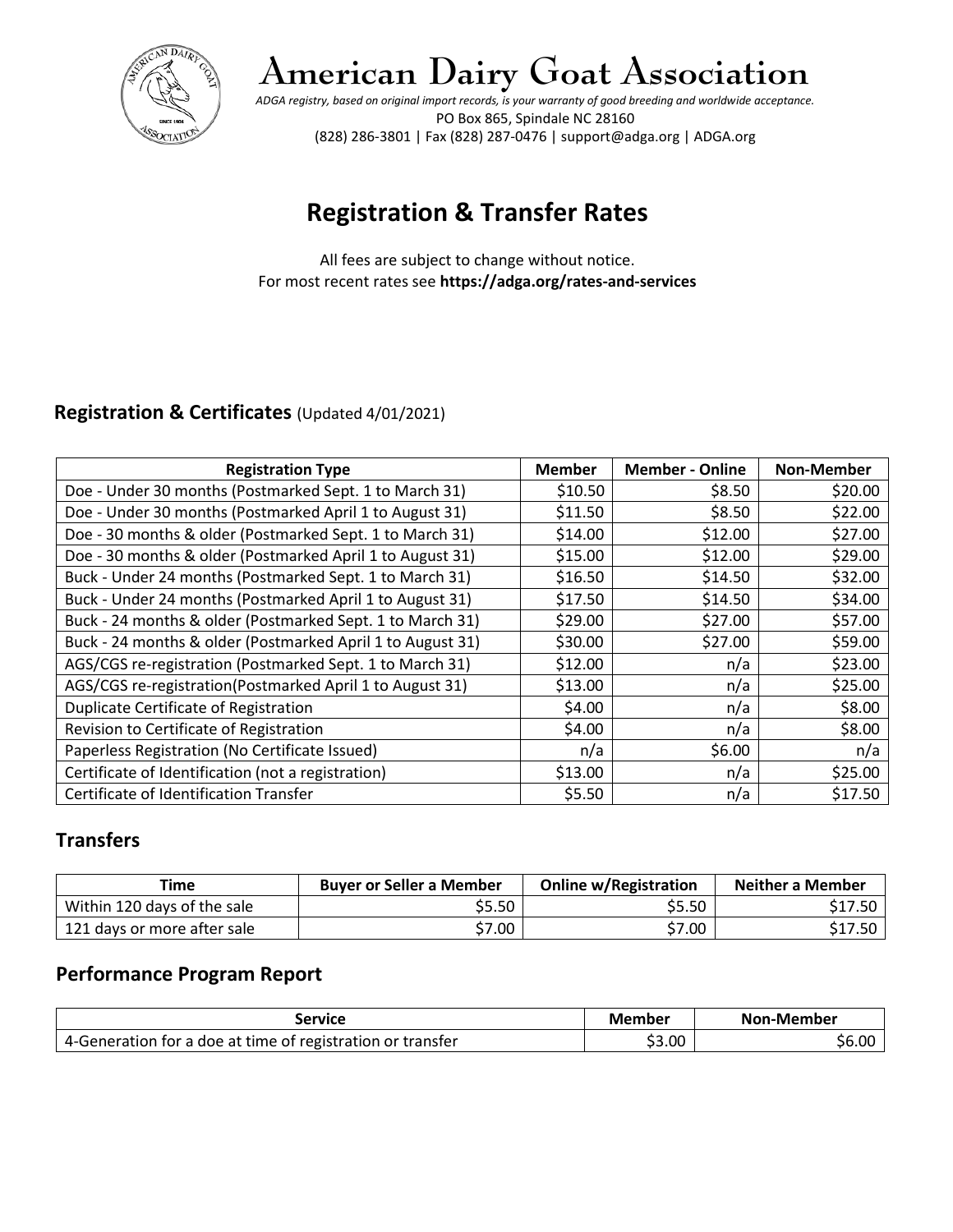# American Dairy Goat Association

*ADGA registry, based on original import records, is your warranty of good breeding and worldwide acceptance.*

PO Box 865, Spindale NC 28160

(828) 286-3801 | Fax (828) 287-0476 | support@adga.org | ADGA.org

## Registration & Transfer Rates

All fees are subject to change without notice.

For most recent rates see **https://adga.org/rates-and-services**

### Registration & Certificates (Updated 4/01/2021)

| Registration Type | Member | Member - Online | Non-Member |
|---|---|---|---|
| Doe - Under 30 months (Postmarked Sept. 1 to March 31) | $10.50 | $8.50 | $20.00 |
| Doe - Under 30 months (Postmarked April 1 to August 31) | $11.50 | $8.50 | $22.00 |
| Doe - 30 months & older (Postmarked Sept. 1 to March 31) | $14.00 | $12.00 | $27.00 |
| Doe - 30 months & older (Postmarked April 1 to August 31) | $15.00 | $12.00 | $29.00 |
| Buck - Under 24 months (Postmarked Sept. 1 to March 31) | $16.50 | $14.50 | $32.00 |
| Buck - Under 24 months (Postmarked April 1 to August 31) | $17.50 | $14.50 | $34.00 |
| Buck - 24 months & older (Postmarked Sept. 1 to March 31) | $29.00 | $27.00 | $57.00 |
| Buck - 24 months & older (Postmarked April 1 to August 31) | $30.00 | $27.00 | $59.00 |
| AGS/CGS re-registration (Postmarked Sept. 1 to March 31) | $12.00 | n/a | $23.00 |
| AGS/CGS re-registration(Postmarked April 1 to August 31) | $13.00 | n/a | $25.00 |
| Duplicate Certificate of Registration | $4.00 | n/a | $8.00 |
| Revision to Certificate of Registration | $4.00 | n/a | $8.00 |
| Paperless Registration (No Certificate Issued) | n/a | $6.00 | n/a |
| Certificate of Identification (not a registration) | $13.00 | n/a | $25.00 |
| Certificate of Identification Transfer | $5.50 | n/a | $17.50 |

### Transfers

| Time | Buyer or Seller a Member | Online w/Registration | Neither a Member |
|---|---|---|---|
| Within 120 days of the sale | $5.50 | $5.50 | $17.50 |
| 121 days or more after sale | $7.00 | $7.00 | $17.50 |

### Performance Program Report

| Service | Member | Non-Member |
|---|---|---|
| 4-Generation for a doe at time of registration or transfer | $3.00 | $6.00 |